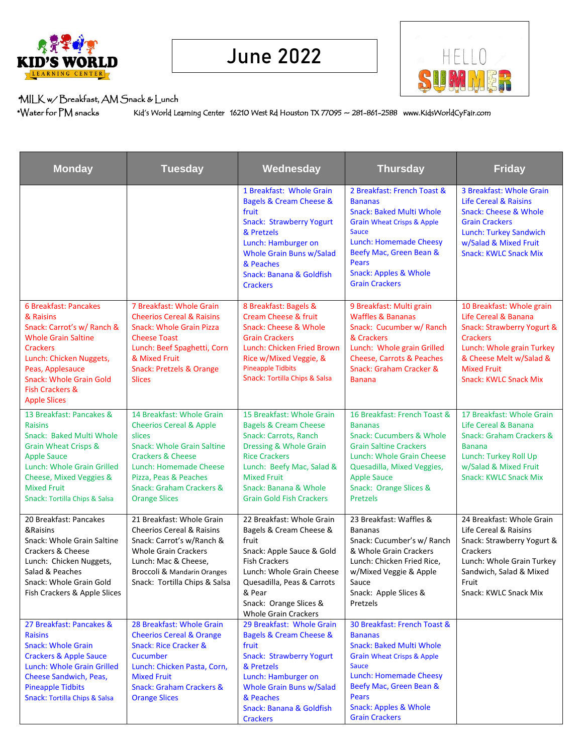KID'S WORLD LEARNING CENTER

# June 2022

HELLO SUMMER

*MILK w/ Breakfast, AM Snack & Lunch
*Water for PM snacks

Kid's World Learning Center 16210 West Rd Houston TX 77095 ~ 281-861-2588 www.KidsWorldCyFair.com

| Monday | Tuesday | Wednesday | Thursday | Friday |
|---|---|---|---|---|
| | | 1 Breakfast: Whole Grain Bagels & Cream Cheese & fruit<br>Snack: Strawberry Yogurt & Pretzels<br>Lunch: Hamburger on Whole Grain Buns w/Salad & Peaches<br>Snack: Banana & Goldfish Crackers | 2 Breakfast: French Toast & Bananas<br>Snack: Baked Multi Whole Grain Wheat Crisps & Apple Sauce<br>Lunch: Homemade Cheesy Beefy Mac, Green Bean & Pears<br>Snack: Apples & Whole Grain Crackers | 3 Breakfast: Whole Grain Life Cereal & Raisins<br>Snack: Cheese & Whole Grain Crackers<br>Lunch: Turkey Sandwich w/Salad & Mixed Fruit<br>Snack: KWLC Snack Mix |
| 6 Breakfast: Pancakes & Raisins<br>Snack: Carrot's w/ Ranch & Whole Grain Saltine Crackers<br>Lunch: Chicken Nuggets, Peas, Applesauce<br>Snack: Whole Grain Gold Fish Crackers & Apple Slices | 7 Breakfast: Whole Grain Cheerios Cereal & Raisins<br>Snack: Whole Grain Pizza Cheese Toast<br>Lunch: Beef Spaghetti, Corn & Mixed Fruit<br>Snack: Pretzels & Orange Slices | 8 Breakfast: Bagels & Cream Cheese & fruit<br>Snack: Cheese & Whole Grain Crackers<br>Lunch: Chicken Fried Brown Rice w/Mixed Veggie, & Pineapple Tidbits<br>Snack: Tortilla Chips & Salsa | 9 Breakfast: Multi grain Waffles & Bananas<br>Snack: Cucumber w/ Ranch & Crackers<br>Lunch: Whole grain Grilled Cheese, Carrots & Peaches<br>Snack: Graham Cracker & Banana | 10 Breakfast: Whole grain Life Cereal & Banana<br>Snack: Strawberry Yogurt & Crackers<br>Lunch: Whole grain Turkey & Cheese Melt w/Salad & Mixed Fruit<br>Snack: KWLC Snack Mix |
| 13 Breakfast: Pancakes & Raisins<br>Snack: Baked Multi Whole Grain Wheat Crisps & Apple Sauce<br>Lunch: Whole Grain Grilled Cheese, Mixed Veggies & Mixed Fruit<br>Snack: Tortilla Chips & Salsa | 14 Breakfast: Whole Grain Cheerios Cereal & Apple slices<br>Snack: Whole Grain Saltine Crackers & Cheese<br>Lunch: Homemade Cheese Pizza, Peas & Peaches<br>Snack: Graham Crackers & Orange Slices | 15 Breakfast: Whole Grain Bagels & Cream Cheese<br>Snack: Carrots, Ranch Dressing & Whole Grain Rice Crackers<br>Lunch: Beefy Mac, Salad & Mixed Fruit<br>Snack: Banana & Whole Grain Gold Fish Crackers | 16 Breakfast: French Toast & Bananas<br>Snack: Cucumbers & Whole Grain Saltine Crackers<br>Lunch: Whole Grain Cheese Quesadilla, Mixed Veggies, Apple Sauce<br>Snack: Orange Slices & Pretzels | 17 Breakfast: Whole Grain Life Cereal & Banana<br>Snack: Graham Crackers & Banana<br>Lunch: Turkey Roll Up w/Salad & Mixed Fruit<br>Snack: KWLC Snack Mix |
| 20 Breakfast: Pancakes &Raisins<br>Snack: Whole Grain Saltine Crackers & Cheese<br>Lunch: Chicken Nuggets, Salad & Peaches<br>Snack: Whole Grain Gold Fish Crackers & Apple Slices | 21 Breakfast: Whole Grain Cheerios Cereal & Raisins<br>Snack: Carrot's w/Ranch & Whole Grain Crackers<br>Lunch: Mac & Cheese, Broccoli & Mandarin Oranges<br>Snack: Tortilla Chips & Salsa | 22 Breakfast: Whole Grain Bagels & Cream Cheese & fruit<br>Snack: Apple Sauce & Gold Fish Crackers<br>Lunch: Whole Grain Cheese Quesadilla, Peas & Carrots & Pear<br>Snack: Orange Slices & Whole Grain Crackers | 23 Breakfast: Waffles & Bananas<br>Snack: Cucumber's w/ Ranch & Whole Grain Crackers<br>Lunch: Chicken Fried Rice, w/Mixed Veggie & Apple Sauce<br>Snack: Apple Slices & Pretzels | 24 Breakfast: Whole Grain Life Cereal & Raisins<br>Snack: Strawberry Yogurt & Crackers<br>Lunch: Whole Grain Turkey Sandwich, Salad & Mixed Fruit<br>Snack: KWLC Snack Mix |
| 27 Breakfast: Pancakes & Raisins<br>Snack: Whole Grain Crackers & Apple Sauce<br>Lunch: Whole Grain Grilled Cheese Sandwich, Peas, Pineapple Tidbits<br>Snack: Tortilla Chips & Salsa | 28 Breakfast: Whole Grain Cheerios Cereal & Orange Slices<br>Snack: Rice Cracker & Cucumber<br>Lunch: Chicken Pasta, Corn, Mixed Fruit<br>Snack: Graham Crackers & Orange Slices | 29 Breakfast: Whole Grain Bagels & Cream Cheese & fruit<br>Snack: Strawberry Yogurt & Pretzels<br>Lunch: Hamburger on Whole Grain Buns w/Salad & Peaches<br>Snack: Banana & Goldfish Crackers | 30 Breakfast: French Toast & Bananas<br>Snack: Baked Multi Whole Grain Wheat Crisps & Apple Sauce<br>Lunch: Homemade Cheesy Beefy Mac, Green Bean & Pears<br>Snack: Apples & Whole Grain Crackers | |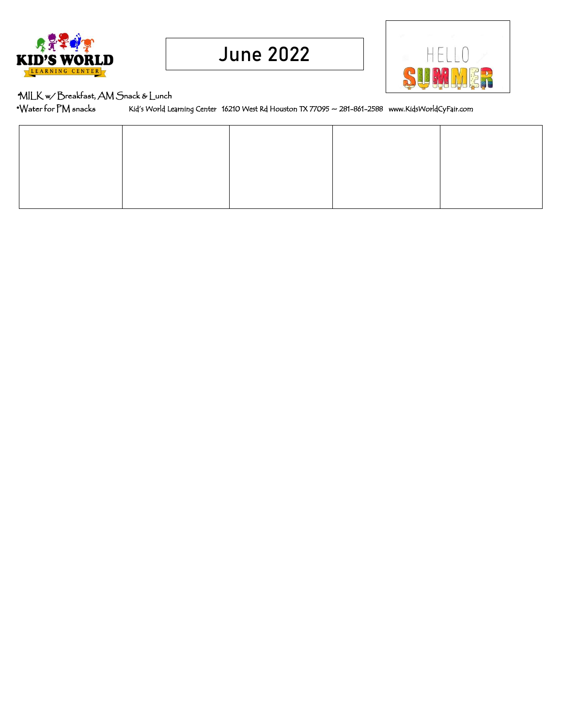KID'S WORLD LEARNING CENTER

# June 2022

HELLO SUMMER

*MILK w/ Breakfast, AM Snack & Lunch
*Water for PM snacks

Kid's World Learning Center 16210 West Rd Houston TX 77095 ~ 281-861-2588 www.KidsWorldCyFair.com

| | | | | |
|---|---|---|---|---|
| | | | | |